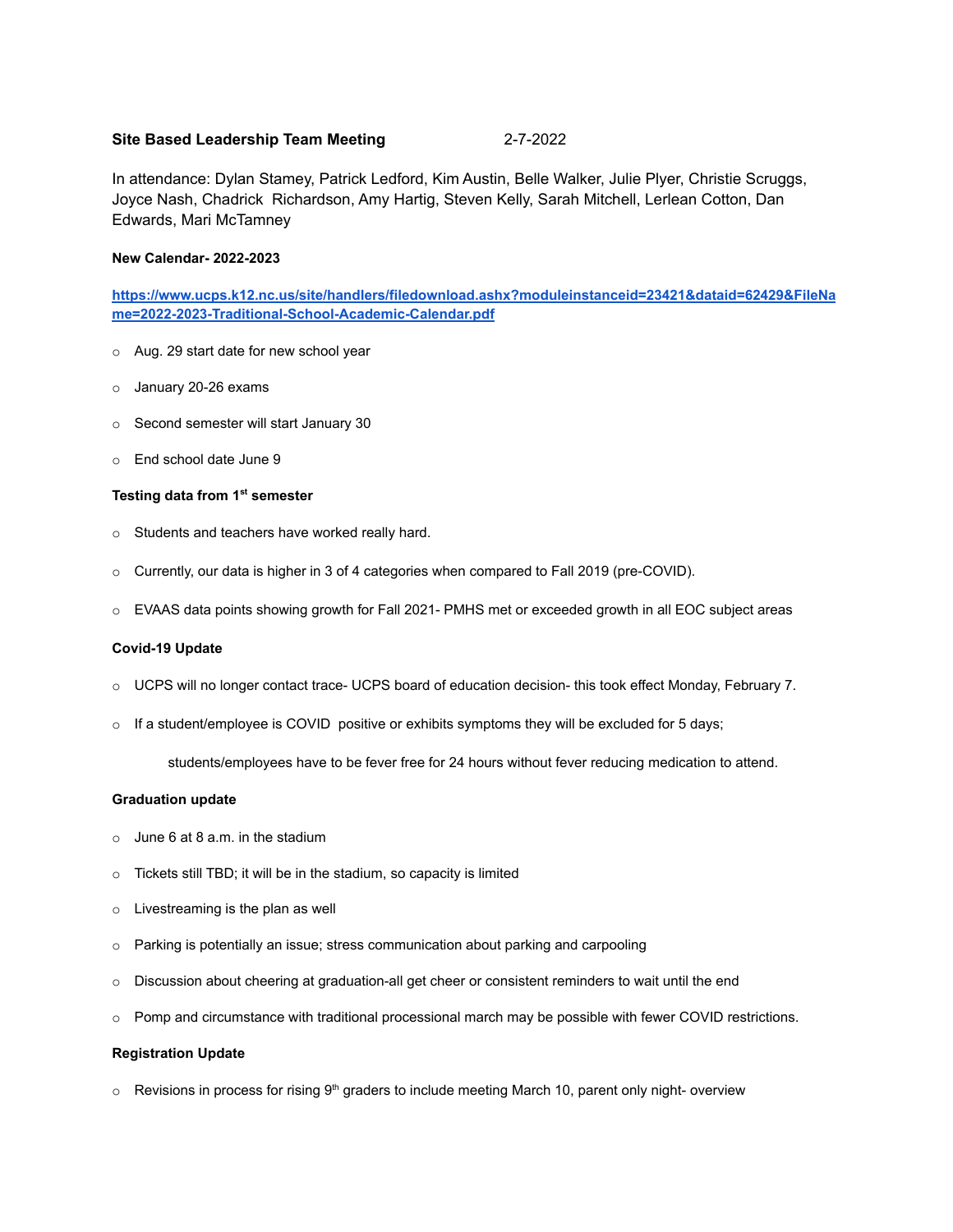**Site Based Leadership Team Meeting** 2-7-2022

In attendance: Dylan Stamey, Patrick Ledford, Kim Austin, Belle Walker, Julie Plyer, Christie Scruggs, Joyce Nash, Chadrick Richardson, Amy Hartig, Steven Kelly, Sarah Mitchell, Lerlean Cotton, Dan Edwards, Mari McTamney

**New Calendar- 2022-2023**

[https://www.ucps.k12.nc.us/site/handlers/filedownload.ashx?moduleinstanceid=23421&dataid=62429&FileName=2022-2023-Traditional-School-Academic-Calendar.pdf](https://www.ucps.k12.nc.us/site/handlers/filedownload.ashx?moduleinstanceid=23421&dataid=62429&FileName=2022-2023-Traditional-School-Academic-Calendar.pdf)

- Aug. 29 start date for new school year
- January 20-26 exams
- Second semester will start January 30
- End school date June 9

**Testing data from 1st semester**

- Students and teachers have worked really hard.
- Currently, our data is higher in 3 of 4 categories when compared to Fall 2019 (pre-COVID).
- EVAAS data points showing growth for Fall 2021- PMHS met or exceeded growth in all EOC subject areas

**Covid-19 Update**

- UCPS will no longer contact trace- UCPS board of education decision- this took effect Monday, February 7.
- If a student/employee is COVID positive or exhibits symptoms they will be excluded for 5 days;

  students/employees have to be fever free for 24 hours without fever reducing medication to attend.

**Graduation update**

- June 6 at 8 a.m. in the stadium
- Tickets still TBD; it will be in the stadium, so capacity is limited
- Livestreaming is the plan as well
- Parking is potentially an issue; stress communication about parking and carpooling
- Discussion about cheering at graduation-all get cheer or consistent reminders to wait until the end
- Pomp and circumstance with traditional processional march may be possible with fewer COVID restrictions.

**Registration Update**

- Revisions in process for rising 9th graders to include meeting March 10, parent only night- overview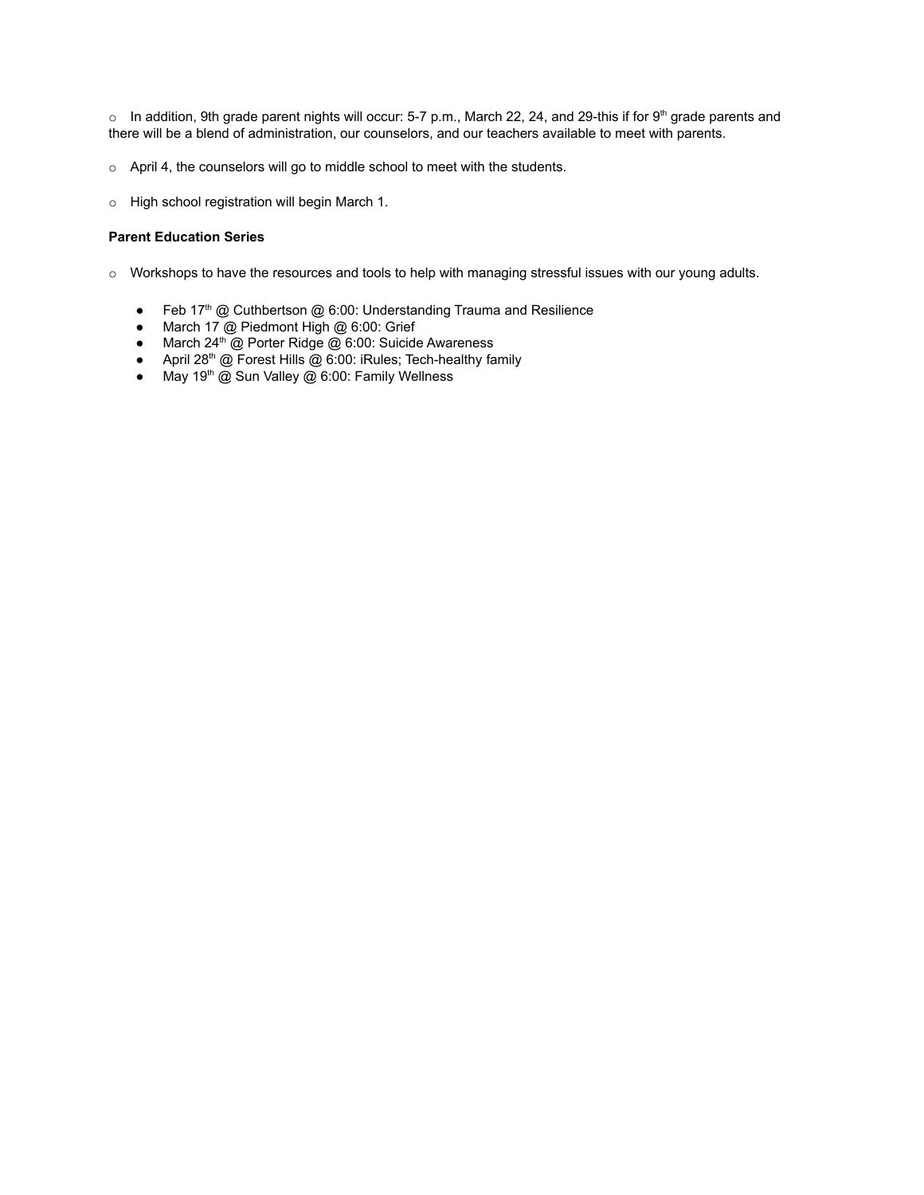- In addition, 9th grade parent nights will occur: 5-7 p.m., March 22, 24, and 29-this if for 9th grade parents and there will be a blend of administration, our counselors, and our teachers available to meet with parents.

- April 4, the counselors will go to middle school to meet with the students.

- High school registration will begin March 1.

**Parent Education Series**

- Workshops to have the resources and tools to help with managing stressful issues with our young adults.

  - Feb 17th @ Cuthbertson @ 6:00: Understanding Trauma and Resilience
  - March 17 @ Piedmont High @ 6:00: Grief
  - March 24th @ Porter Ridge @ 6:00: Suicide Awareness
  - April 28th @ Forest Hills @ 6:00: iRules; Tech-healthy family
  - May 19th @ Sun Valley @ 6:00: Family Wellness